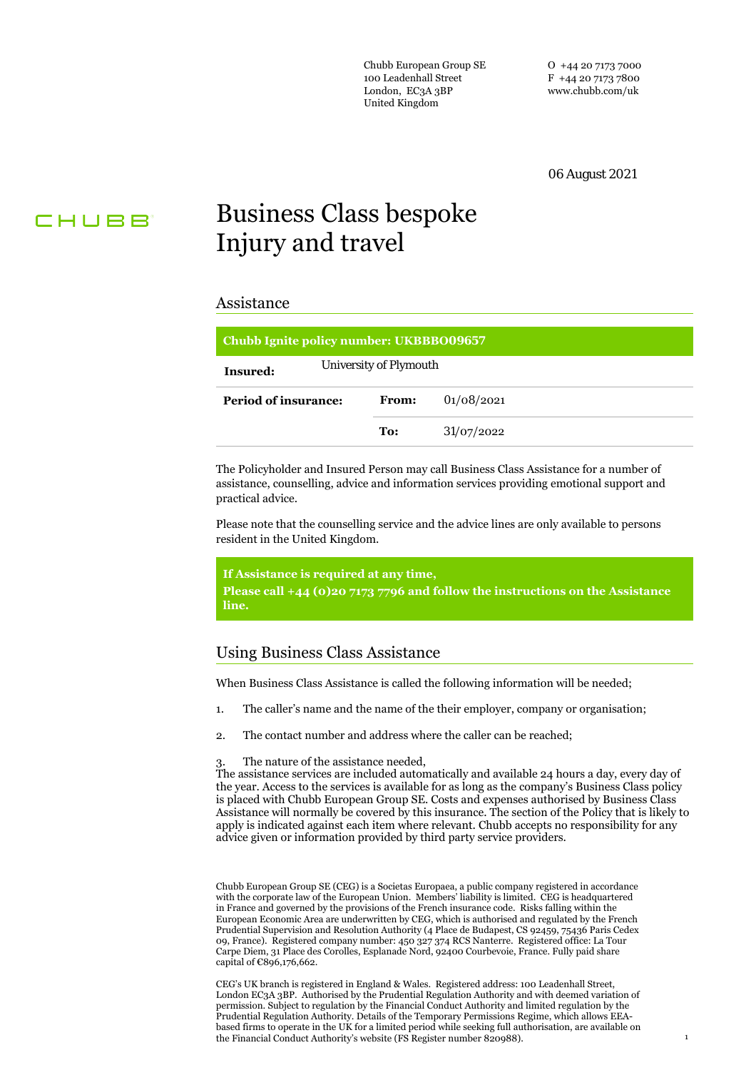Chubb European Group SE
100 Leadenhall Street
London, EC3A 3BP
United Kingdom

O +44 20 7173 7000
F +44 20 7173 7800
www.chubb.com/uk

06 August 2021

CHUBB

# Business Class bespoke Injury and travel

## Assistance

| **Chubb Ignite policy number: UKBBBO09657** | | |
|---|---|---|
| **Insured:** | University of Plymouth | |
| **Period of insurance:** | **From:** | 01/08/2021 |
| | **To:** | 31/07/2022 |

The Policyholder and Insured Person may call Business Class Assistance for a number of assistance, counselling, advice and information services providing emotional support and practical advice.

Please note that the counselling service and the advice lines are only available to persons resident in the United Kingdom.

**If Assistance is required at any time,**
**Please call +44 (0)20 7173 7796 and follow the instructions on the Assistance line.**

## Using Business Class Assistance

When Business Class Assistance is called the following information will be needed;

1. The caller's name and the name of the their employer, company or organisation;
2. The contact number and address where the caller can be reached;
3. The nature of the assistance needed,

The assistance services are included automatically and available 24 hours a day, every day of the year. Access to the services is available for as long as the company's Business Class policy is placed with Chubb European Group SE. Costs and expenses authorised by Business Class Assistance will normally be covered by this insurance. The section of the Policy that is likely to apply is indicated against each item where relevant. Chubb accepts no responsibility for any advice given or information provided by third party service providers.

Chubb European Group SE (CEG) is a Societas Europaea, a public company registered in accordance with the corporate law of the European Union. Members' liability is limited. CEG is headquartered in France and governed by the provisions of the French insurance code. Risks falling within the European Economic Area are underwritten by CEG, which is authorised and regulated by the French Prudential Supervision and Resolution Authority (4 Place de Budapest, CS 92459, 75436 Paris Cedex 09, France). Registered company number: 450 327 374 RCS Nanterre. Registered office: La Tour Carpe Diem, 31 Place des Corolles, Esplanade Nord, 92400 Courbevoie, France. Fully paid share capital of €896,176,662.

CEG's UK branch is registered in England & Wales. Registered address: 100 Leadenhall Street, London EC3A 3BP. Authorised by the Prudential Regulation Authority and with deemed variation of permission. Subject to regulation by the Financial Conduct Authority and limited regulation by the Prudential Regulation Authority. Details of the Temporary Permissions Regime, which allows EEA-based firms to operate in the UK for a limited period while seeking full authorisation, are available on the Financial Conduct Authority's website (FS Register number 820988).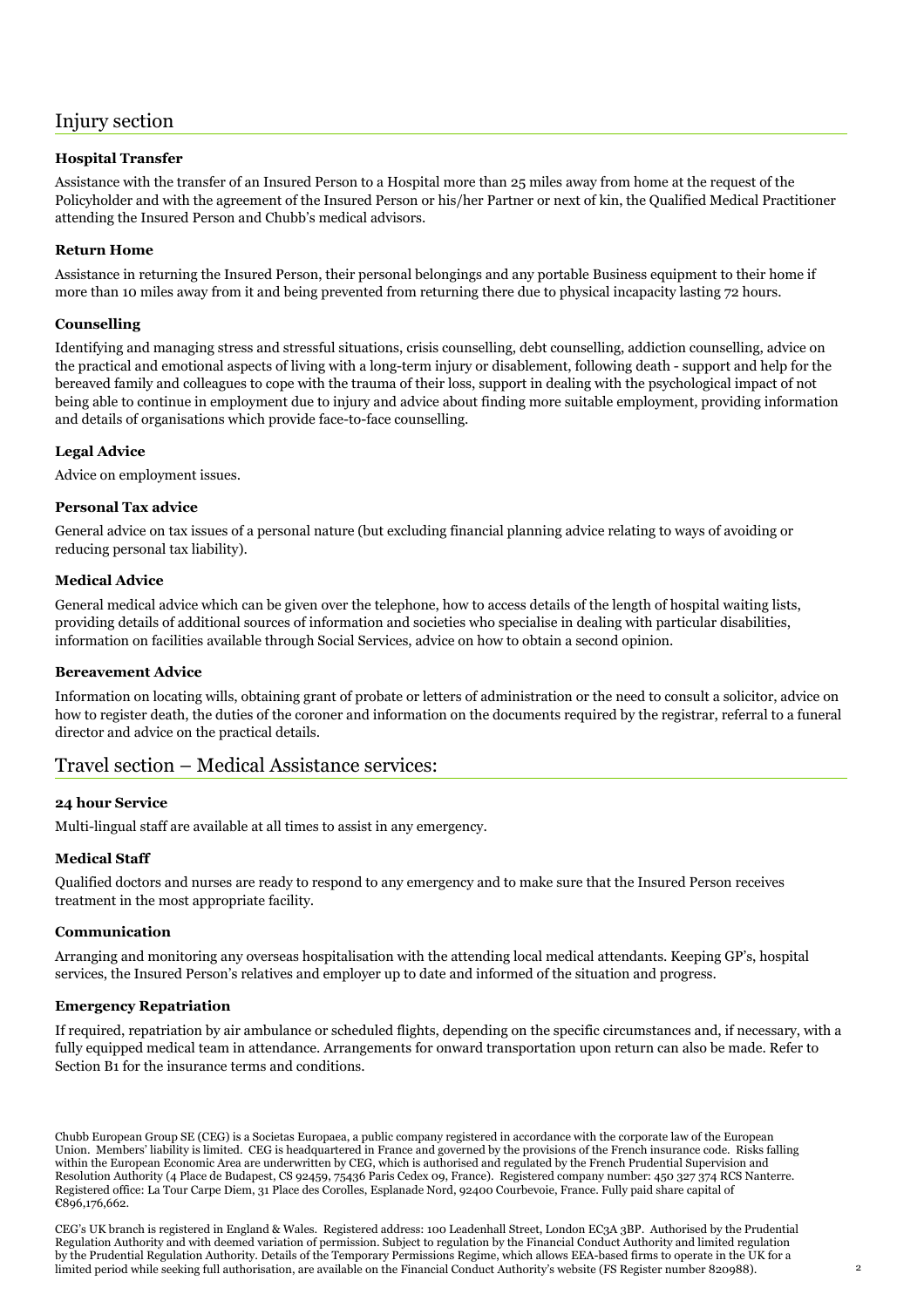## Injury section

### Hospital Transfer

Assistance with the transfer of an Insured Person to a Hospital more than 25 miles away from home at the request of the Policyholder and with the agreement of the Insured Person or his/her Partner or next of kin, the Qualified Medical Practitioner attending the Insured Person and Chubb's medical advisors.

### Return Home

Assistance in returning the Insured Person, their personal belongings and any portable Business equipment to their home if more than 10 miles away from it and being prevented from returning there due to physical incapacity lasting 72 hours.

### Counselling

Identifying and managing stress and stressful situations, crisis counselling, debt counselling, addiction counselling, advice on the practical and emotional aspects of living with a long-term injury or disablement, following death - support and help for the bereaved family and colleagues to cope with the trauma of their loss, support in dealing with the psychological impact of not being able to continue in employment due to injury and advice about finding more suitable employment, providing information and details of organisations which provide face-to-face counselling.

### Legal Advice

Advice on employment issues.

### Personal Tax advice

General advice on tax issues of a personal nature (but excluding financial planning advice relating to ways of avoiding or reducing personal tax liability).

### Medical Advice

General medical advice which can be given over the telephone, how to access details of the length of hospital waiting lists, providing details of additional sources of information and societies who specialise in dealing with particular disabilities, information on facilities available through Social Services, advice on how to obtain a second opinion.

### Bereavement Advice

Information on locating wills, obtaining grant of probate or letters of administration or the need to consult a solicitor, advice on how to register death, the duties of the coroner and information on the documents required by the registrar, referral to a funeral director and advice on the practical details.

## Travel section – Medical Assistance services:

### 24 hour Service

Multi-lingual staff are available at all times to assist in any emergency.

### Medical Staff

Qualified doctors and nurses are ready to respond to any emergency and to make sure that the Insured Person receives treatment in the most appropriate facility.

### Communication

Arranging and monitoring any overseas hospitalisation with the attending local medical attendants. Keeping GP's, hospital services, the Insured Person's relatives and employer up to date and informed of the situation and progress.

### Emergency Repatriation

If required, repatriation by air ambulance or scheduled flights, depending on the specific circumstances and, if necessary, with a fully equipped medical team in attendance. Arrangements for onward transportation upon return can also be made. Refer to Section B1 for the insurance terms and conditions.

Chubb European Group SE (CEG) is a Societas Europaea, a public company registered in accordance with the corporate law of the European Union. Members' liability is limited. CEG is headquartered in France and governed by the provisions of the French insurance code. Risks falling within the European Economic Area are underwritten by CEG, which is authorised and regulated by the French Prudential Supervision and Resolution Authority (4 Place de Budapest, CS 92459, 75436 Paris Cedex 09, France). Registered company number: 450 327 374 RCS Nanterre. Registered office: La Tour Carpe Diem, 31 Place des Corolles, Esplanade Nord, 92400 Courbevoie, France. Fully paid share capital of €896,176,662.

CEG's UK branch is registered in England & Wales. Registered address: 100 Leadenhall Street, London EC3A 3BP. Authorised by the Prudential Regulation Authority and with deemed variation of permission. Subject to regulation by the Financial Conduct Authority and limited regulation by the Prudential Regulation Authority. Details of the Temporary Permissions Regime, which allows EEA-based firms to operate in the UK for a limited period while seeking full authorisation, are available on the Financial Conduct Authority's website (FS Register number 820988).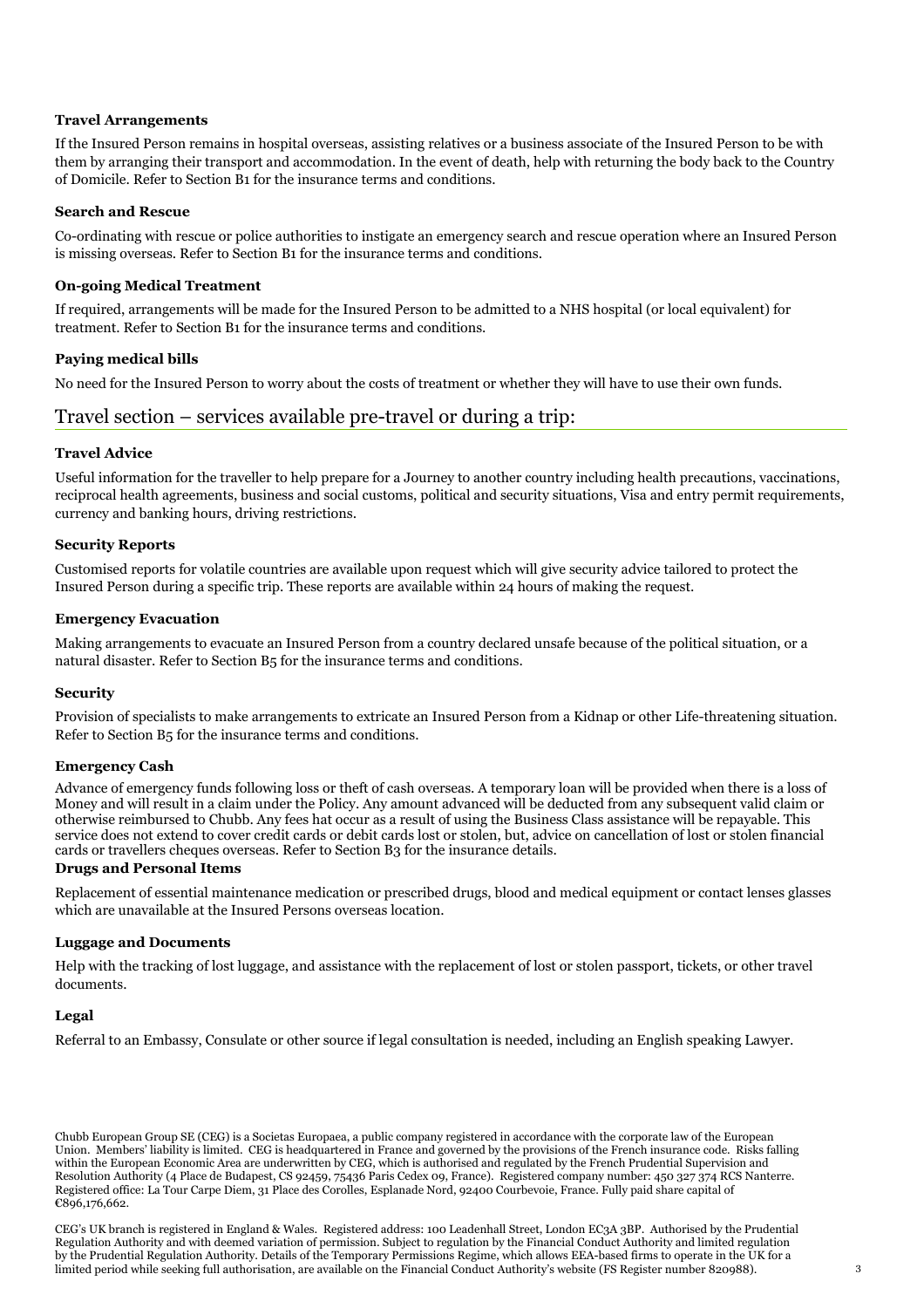**Travel Arrangements**

If the Insured Person remains in hospital overseas, assisting relatives or a business associate of the Insured Person to be with them by arranging their transport and accommodation. In the event of death, help with returning the body back to the Country of Domicile. Refer to Section B1 for the insurance terms and conditions.

**Search and Rescue**

Co-ordinating with rescue or police authorities to instigate an emergency search and rescue operation where an Insured Person is missing overseas. Refer to Section B1 for the insurance terms and conditions.

**On-going Medical Treatment**

If required, arrangements will be made for the Insured Person to be admitted to a NHS hospital (or local equivalent) for treatment. Refer to Section B1 for the insurance terms and conditions.

**Paying medical bills**

No need for the Insured Person to worry about the costs of treatment or whether they will have to use their own funds.

## Travel section – services available pre-travel or during a trip:

**Travel Advice**

Useful information for the traveller to help prepare for a Journey to another country including health precautions, vaccinations, reciprocal health agreements, business and social customs, political and security situations, Visa and entry permit requirements, currency and banking hours, driving restrictions.

**Security Reports**

Customised reports for volatile countries are available upon request which will give security advice tailored to protect the Insured Person during a specific trip. These reports are available within 24 hours of making the request.

**Emergency Evacuation**

Making arrangements to evacuate an Insured Person from a country declared unsafe because of the political situation, or a natural disaster. Refer to Section B5 for the insurance terms and conditions.

**Security**

Provision of specialists to make arrangements to extricate an Insured Person from a Kidnap or other Life-threatening situation. Refer to Section B5 for the insurance terms and conditions.

**Emergency Cash**

Advance of emergency funds following loss or theft of cash overseas. A temporary loan will be provided when there is a loss of Money and will result in a claim under the Policy. Any amount advanced will be deducted from any subsequent valid claim or otherwise reimbursed to Chubb. Any fees hat occur as a result of using the Business Class assistance will be repayable. This service does not extend to cover credit cards or debit cards lost or stolen, but, advice on cancellation of lost or stolen financial cards or travellers cheques overseas. Refer to Section B3 for the insurance details.

**Drugs and Personal Items**

Replacement of essential maintenance medication or prescribed drugs, blood and medical equipment or contact lenses glasses which are unavailable at the Insured Persons overseas location.

**Luggage and Documents**

Help with the tracking of lost luggage, and assistance with the replacement of lost or stolen passport, tickets, or other travel documents.

**Legal**

Referral to an Embassy, Consulate or other source if legal consultation is needed, including an English speaking Lawyer.

Chubb European Group SE (CEG) is a Societas Europaea, a public company registered in accordance with the corporate law of the European Union. Members' liability is limited. CEG is headquartered in France and governed by the provisions of the French insurance code. Risks falling within the European Economic Area are underwritten by CEG, which is authorised and regulated by the French Prudential Supervision and Resolution Authority (4 Place de Budapest, CS 92459, 75436 Paris Cedex 09, France). Registered company number: 450 327 374 RCS Nanterre. Registered office: La Tour Carpe Diem, 31 Place des Corolles, Esplanade Nord, 92400 Courbevoie, France. Fully paid share capital of €896,176,662.

CEG's UK branch is registered in England & Wales. Registered address: 100 Leadenhall Street, London EC3A 3BP. Authorised by the Prudential Regulation Authority and with deemed variation of permission. Subject to regulation by the Financial Conduct Authority and limited regulation by the Prudential Regulation Authority. Details of the Temporary Permissions Regime, which allows EEA-based firms to operate in the UK for a limited period while seeking full authorisation, are available on the Financial Conduct Authority's website (FS Register number 820988).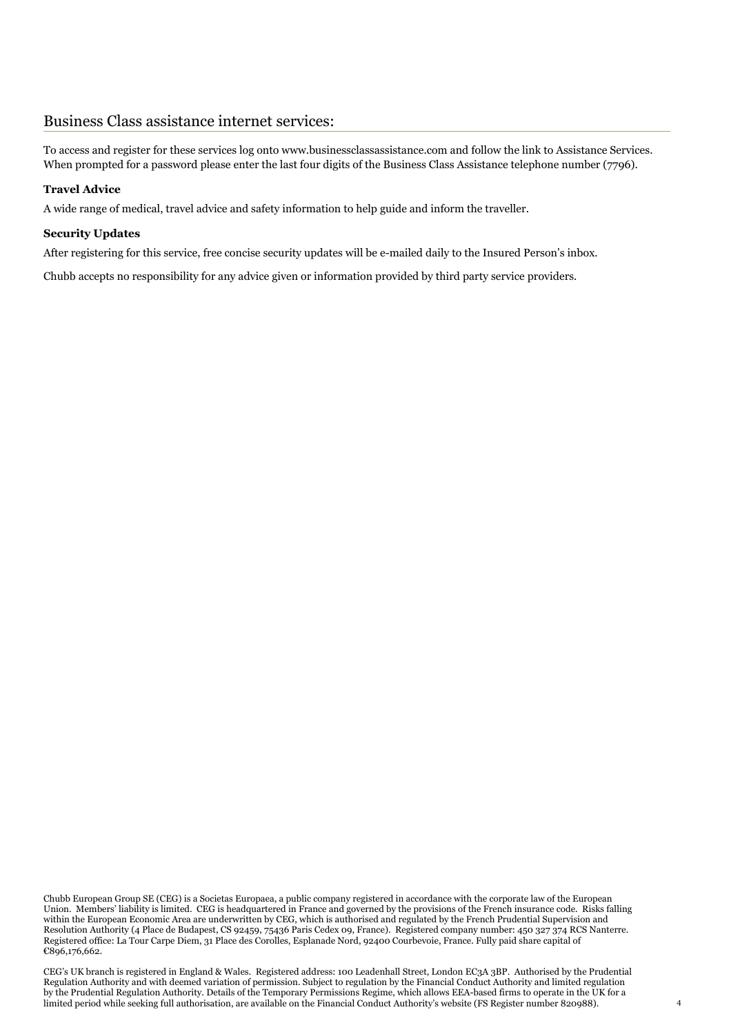## Business Class assistance internet services:

To access and register for these services log onto www.businessclassassistance.com and follow the link to Assistance Services. When prompted for a password please enter the last four digits of the Business Class Assistance telephone number (7796).

**Travel Advice**

A wide range of medical, travel advice and safety information to help guide and inform the traveller.

**Security Updates**

After registering for this service, free concise security updates will be e-mailed daily to the Insured Person's inbox.

Chubb accepts no responsibility for any advice given or information provided by third party service providers.

Chubb European Group SE (CEG) is a Societas Europaea, a public company registered in accordance with the corporate law of the European Union. Members' liability is limited. CEG is headquartered in France and governed by the provisions of the French insurance code. Risks falling within the European Economic Area are underwritten by CEG, which is authorised and regulated by the French Prudential Supervision and Resolution Authority (4 Place de Budapest, CS 92459, 75436 Paris Cedex 09, France). Registered company number: 450 327 374 RCS Nanterre. Registered office: La Tour Carpe Diem, 31 Place des Corolles, Esplanade Nord, 92400 Courbevoie, France. Fully paid share capital of €896,176,662.

CEG's UK branch is registered in England & Wales. Registered address: 100 Leadenhall Street, London EC3A 3BP. Authorised by the Prudential Regulation Authority and with deemed variation of permission. Subject to regulation by the Financial Conduct Authority and limited regulation by the Prudential Regulation Authority. Details of the Temporary Permissions Regime, which allows EEA-based firms to operate in the UK for a limited period while seeking full authorisation, are available on the Financial Conduct Authority's website (FS Register number 820988).